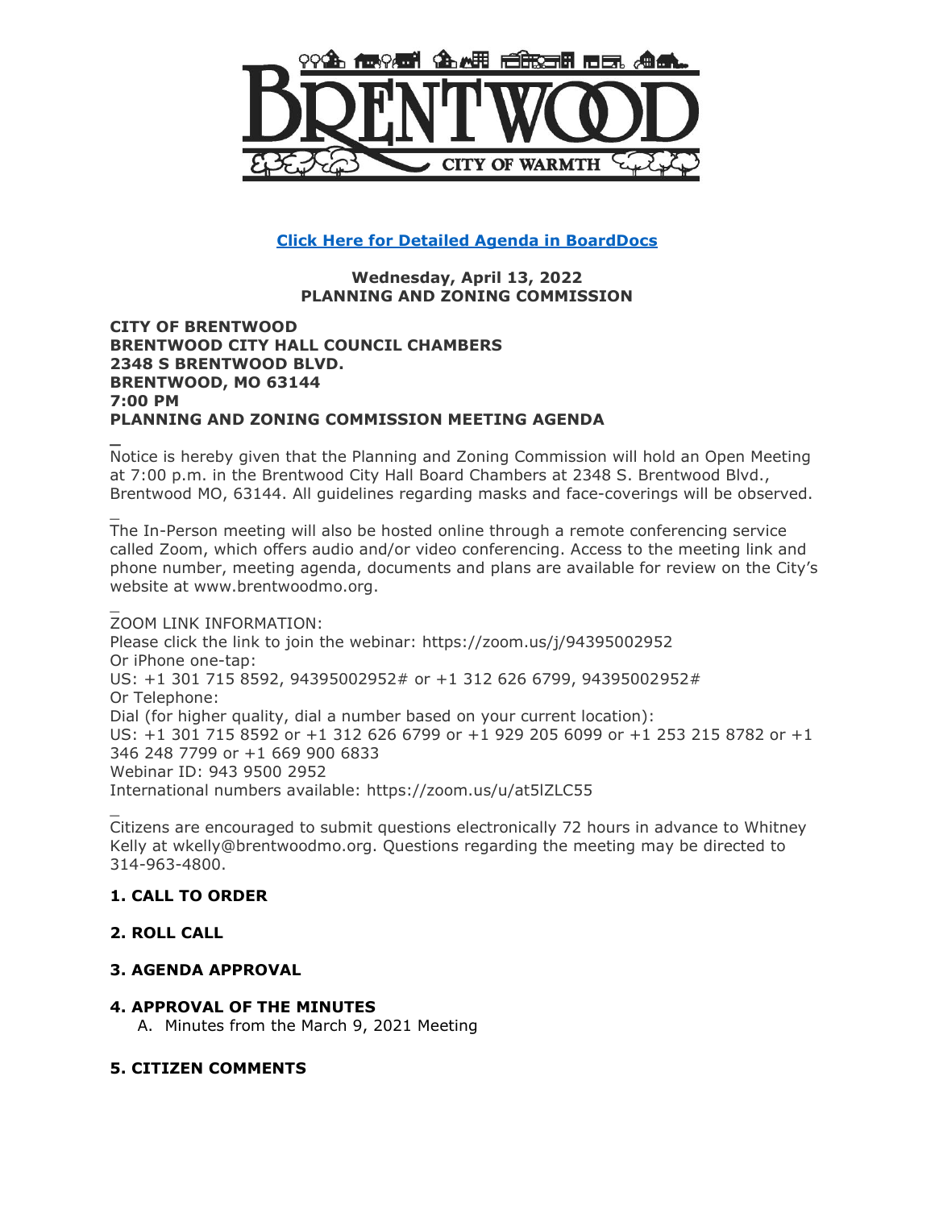**Click Here for Detailed Agenda in BoardDocs**

**Wednesday, April 13, 2022**
**PLANNING AND ZONING COMMISSION**

**CITY OF BRENTWOOD**
**BRENTWOOD CITY HALL COUNCIL CHAMBERS**
**2348 S BRENTWOOD BLVD.**
**BRENTWOOD, MO 63144**
**7:00 PM**
**PLANNING AND ZONING COMMISSION MEETING AGENDA**

Notice is hereby given that the Planning and Zoning Commission will hold an Open Meeting at 7:00 p.m. in the Brentwood City Hall Board Chambers at 2348 S. Brentwood Blvd., Brentwood MO, 63144. All guidelines regarding masks and face-coverings will be observed.

The In-Person meeting will also be hosted online through a remote conferencing service called Zoom, which offers audio and/or video conferencing. Access to the meeting link and phone number, meeting agenda, documents and plans are available for review on the City's website at www.brentwoodmo.org.

ZOOM LINK INFORMATION:
Please click the link to join the webinar: https://zoom.us/j/94395002952
Or iPhone one-tap:
US: +1 301 715 8592, 94395002952# or +1 312 626 6799, 94395002952#
Or Telephone:
Dial (for higher quality, dial a number based on your current location):
US: +1 301 715 8592 or +1 312 626 6799 or +1 929 205 6099 or +1 253 215 8782 or +1 346 248 7799 or +1 669 900 6833
Webinar ID: 943 9500 2952
International numbers available: https://zoom.us/u/at5lZLC55

Citizens are encouraged to submit questions electronically 72 hours in advance to Whitney Kelly at wkelly@brentwoodmo.org. Questions regarding the meeting may be directed to 314-963-4800.

**1. CALL TO ORDER**

**2. ROLL CALL**

**3. AGENDA APPROVAL**

**4. APPROVAL OF THE MINUTES**

A. Minutes from the March 9, 2021 Meeting

**5. CITIZEN COMMENTS**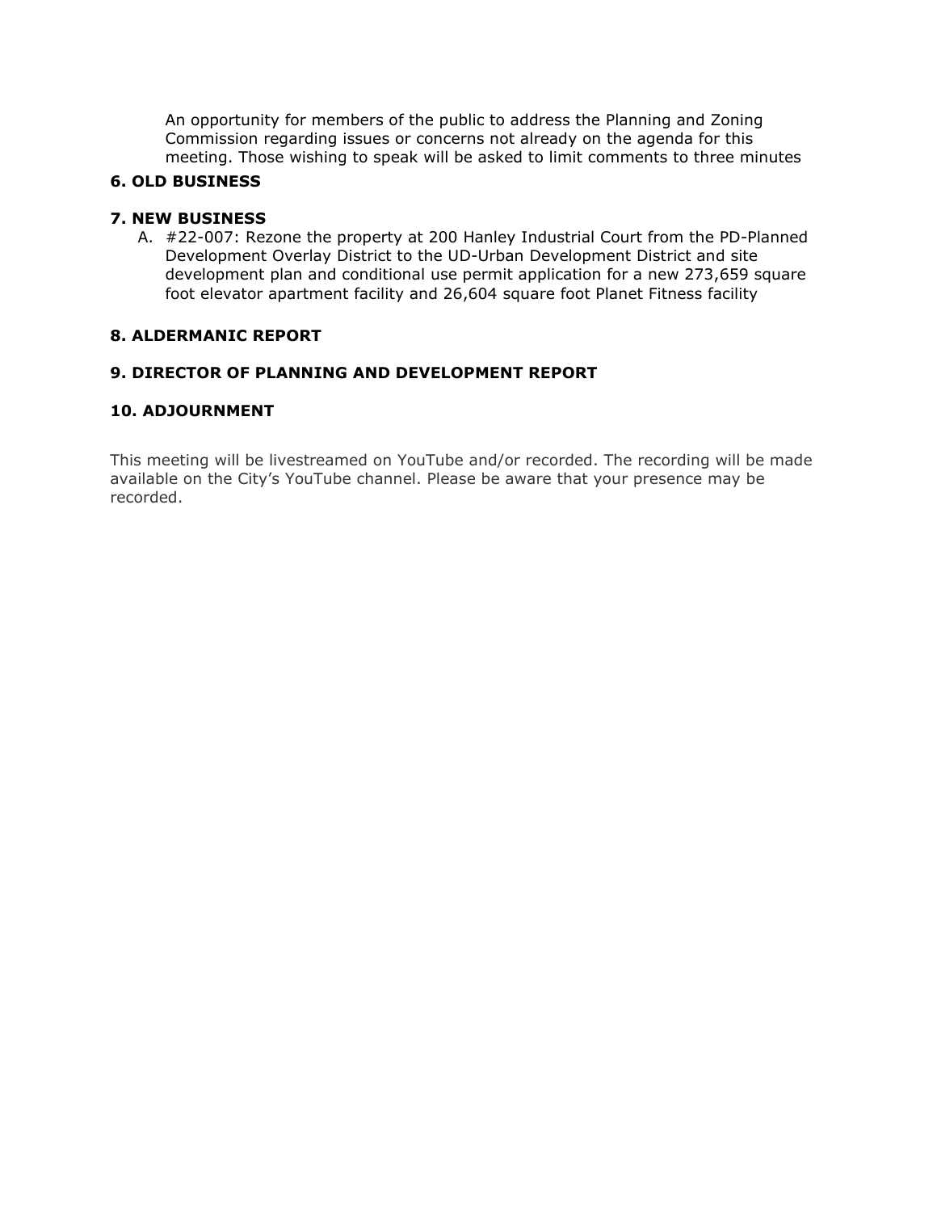An opportunity for members of the public to address the Planning and Zoning Commission regarding issues or concerns not already on the agenda for this meeting. Those wishing to speak will be asked to limit comments to three minutes

**6. OLD BUSINESS**

**7. NEW BUSINESS**

A. #22-007: Rezone the property at 200 Hanley Industrial Court from the PD-Planned Development Overlay District to the UD-Urban Development District and site development plan and conditional use permit application for a new 273,659 square foot elevator apartment facility and 26,604 square foot Planet Fitness facility

**8. ALDERMANIC REPORT**

**9. DIRECTOR OF PLANNING AND DEVELOPMENT REPORT**

**10. ADJOURNMENT**

This meeting will be livestreamed on YouTube and/or recorded. The recording will be made available on the City's YouTube channel. Please be aware that your presence may be recorded.